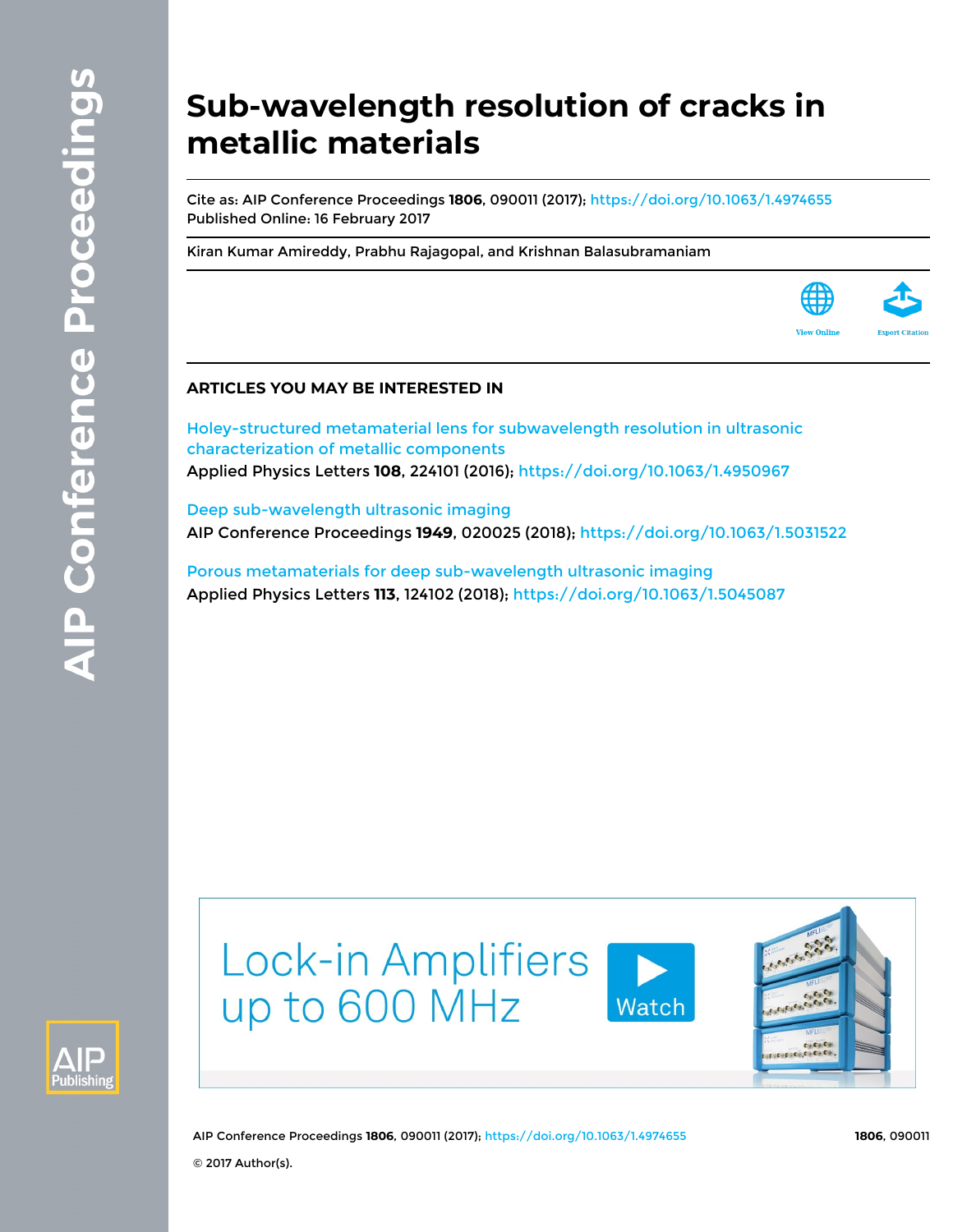# Sub-wavelength resolution of cracks in metallic materials

Cite as: AIP Conference Proceedings **1806**, 090011 (2017); https://doi.org/10.1063/1.4974655
Published Online: 16 February 2017

Kiran Kumar Amireddy, Prabhu Rajagopal, and Krishnan Balasubramaniam

View Online | Export Citation

## ARTICLES YOU MAY BE INTERESTED IN

Holey-structured metamaterial lens for subwavelength resolution in ultrasonic characterization of metallic components
Applied Physics Letters **108**, 224101 (2016); https://doi.org/10.1063/1.4950967

Deep sub-wavelength ultrasonic imaging
AIP Conference Proceedings **1949**, 020025 (2018); https://doi.org/10.1063/1.5031522

Porous metamaterials for deep sub-wavelength ultrasonic imaging
Applied Physics Letters **113**, 124102 (2018); https://doi.org/10.1063/1.5045087

Lock-in Amplifiers up to 600 MHz

Watch

© 2017 Author(s).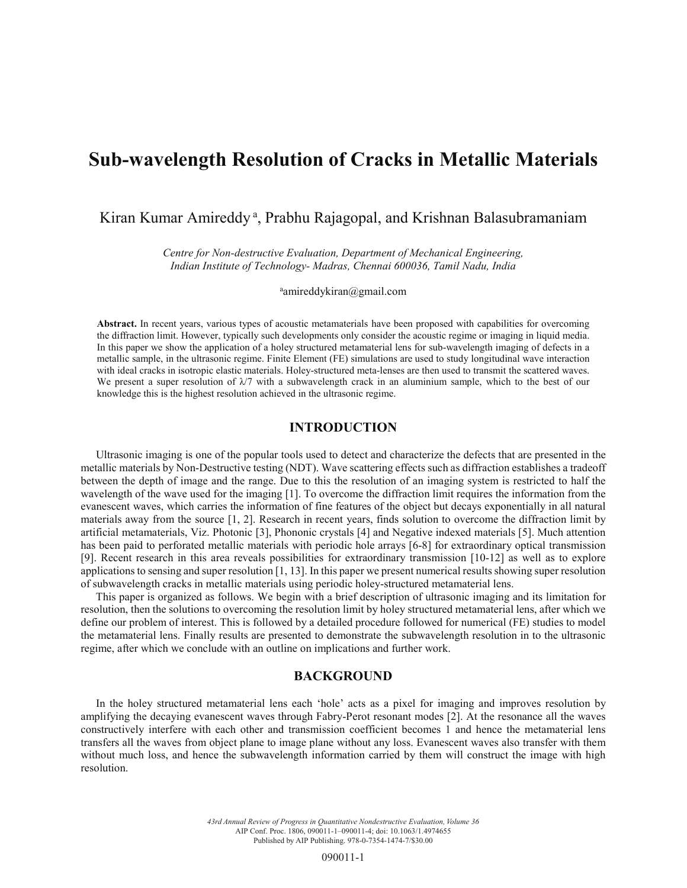# Sub-wavelength Resolution of Cracks in Metallic Materials

Kiran Kumar Amireddy [a], Prabhu Rajagopal, and Krishnan Balasubramaniam

*Centre for Non-destructive Evaluation, Department of Mechanical Engineering, Indian Institute of Technology- Madras, Chennai 600036, Tamil Nadu, India*

[a]amireddykiran@gmail.com

**Abstract.** In recent years, various types of acoustic metamaterials have been proposed with capabilities for overcoming the diffraction limit. However, typically such developments only consider the acoustic regime or imaging in liquid media. In this paper we show the application of a holey structured metamaterial lens for sub-wavelength imaging of defects in a metallic sample, in the ultrasonic regime. Finite Element (FE) simulations are used to study longitudinal wave interaction with ideal cracks in isotropic elastic materials. Holey-structured meta-lenses are then used to transmit the scattered waves. We present a super resolution of $\lambda/7$ with a subwavelength crack in an aluminium sample, which to the best of our knowledge this is the highest resolution achieved in the ultrasonic regime.

## INTRODUCTION

Ultrasonic imaging is one of the popular tools used to detect and characterize the defects that are presented in the metallic materials by Non-Destructive testing (NDT). Wave scattering effects such as diffraction establishes a tradeoff between the depth of image and the range. Due to this the resolution of an imaging system is restricted to half the wavelength of the wave used for the imaging [1]. To overcome the diffraction limit requires the information from the evanescent waves, which carries the information of fine features of the object but decays exponentially in all natural materials away from the source [1, 2]. Research in recent years, finds solution to overcome the diffraction limit by artificial metamaterials, Viz. Photonic [3], Phononic crystals [4] and Negative indexed materials [5]. Much attention has been paid to perforated metallic materials with periodic hole arrays [6-8] for extraordinary optical transmission [9]. Recent research in this area reveals possibilities for extraordinary transmission [10-12] as well as to explore applications to sensing and super resolution [1, 13]. In this paper we present numerical results showing super resolution of subwavelength cracks in metallic materials using periodic holey-structured metamaterial lens.

This paper is organized as follows. We begin with a brief description of ultrasonic imaging and its limitation for resolution, then the solutions to overcoming the resolution limit by holey structured metamaterial lens, after which we define our problem of interest. This is followed by a detailed procedure followed for numerical (FE) studies to model the metamaterial lens. Finally results are presented to demonstrate the subwavelength resolution in to the ultrasonic regime, after which we conclude with an outline on implications and further work.

## BACKGROUND

In the holey structured metamaterial lens each 'hole' acts as a pixel for imaging and improves resolution by amplifying the decaying evanescent waves through Fabry-Perot resonant modes [2]. At the resonance all the waves constructively interfere with each other and transmission coefficient becomes 1 and hence the metamaterial lens transfers all the waves from object plane to image plane without any loss. Evanescent waves also transfer with them without much loss, and hence the subwavelength information carried by them will construct the image with high resolution.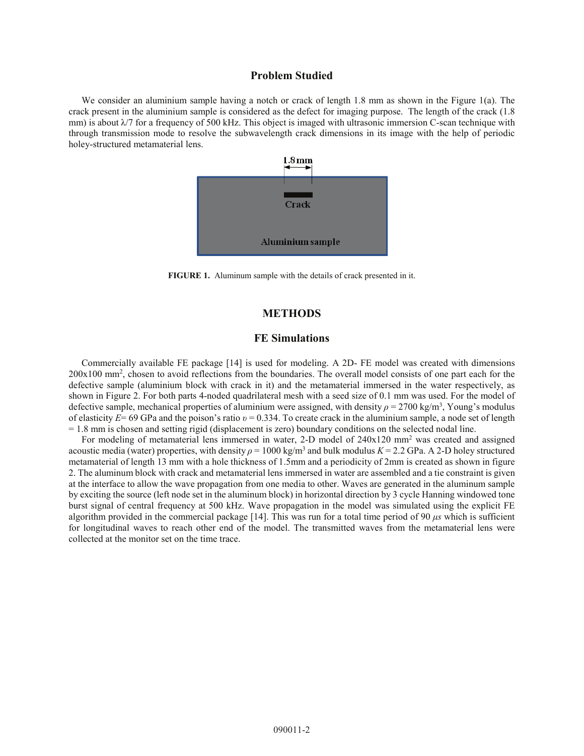## Problem Studied

We consider an aluminium sample having a notch or crack of length 1.8 mm as shown in the Figure 1(a). The crack present in the aluminium sample is considered as the defect for imaging purpose. The length of the crack (1.8 mm) is about $\lambda/7$ for a frequency of 500 kHz. This object is imaged with ultrasonic immersion C-scan technique with through transmission mode to resolve the subwavelength crack dimensions in its image with the help of periodic holey-structured metamaterial lens.

**FIGURE 1.** Aluminum sample with the details of crack presented in it.

## METHODS

### FE Simulations

Commercially available FE package [14] is used for modeling. A 2D- FE model was created with dimensions 200x100 mm$^2$, chosen to avoid reflections from the boundaries. The overall model consists of one part each for the defective sample (aluminium block with crack in it) and the metamaterial immersed in the water respectively, as shown in Figure 2. For both parts 4-noded quadrilateral mesh with a seed size of 0.1 mm was used. For the model of defective sample, mechanical properties of aluminium were assigned, with density $\rho$ = 2700 kg/m$^3$, Young's modulus of elasticity $E$= 69 GPa and the poison's ratio $\upsilon$ = 0.334. To create crack in the aluminium sample, a node set of length = 1.8 mm is chosen and setting rigid (displacement is zero) boundary conditions on the selected nodal line.

For modeling of metamaterial lens immersed in water, 2-D model of 240x120 mm$^2$ was created and assigned acoustic media (water) properties, with density $\rho$ = 1000 kg/m$^3$ and bulk modulus $K$ = 2.2 GPa. A 2-D holey structured metamaterial of length 13 mm with a hole thickness of 1.5mm and a periodicity of 2mm is created as shown in figure 2. The aluminum block with crack and metamaterial lens immersed in water are assembled and a tie constraint is given at the interface to allow the wave propagation from one media to other. Waves are generated in the aluminum sample by exciting the source (left node set in the aluminum block) in horizontal direction by 3 cycle Hanning windowed tone burst signal of central frequency at 500 kHz. Wave propagation in the model was simulated using the explicit FE algorithm provided in the commercial package [14]. This was run for a total time period of 90 $\mu s$ which is sufficient for longitudinal waves to reach other end of the model. The transmitted waves from the metamaterial lens were collected at the monitor set on the time trace.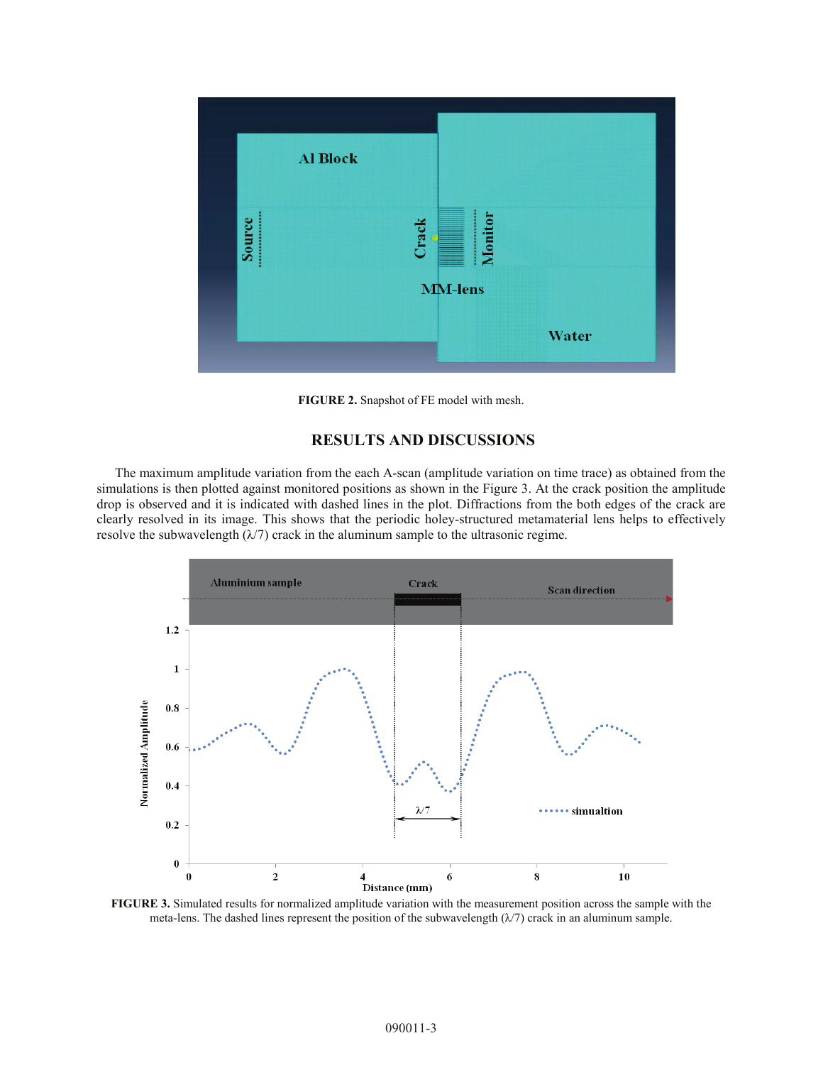FIGURE 2. Snapshot of FE model with mesh.

## RESULTS AND DISCUSSIONS

The maximum amplitude variation from the each A-scan (amplitude variation on time trace) as obtained from the simulations is then plotted against monitored positions as shown in the Figure 3. At the crack position the amplitude drop is observed and it is indicated with dashed lines in the plot. Diffractions from the both edges of the crack are clearly resolved in its image. This shows that the periodic holey-structured metamaterial lens helps to effectively resolve the subwavelength (λ/7) crack in the aluminum sample to the ultrasonic regime.

FIGURE 3. Simulated results for normalized amplitude variation with the measurement position across the sample with the meta-lens. The dashed lines represent the position of the subwavelength (λ/7) crack in an aluminum sample.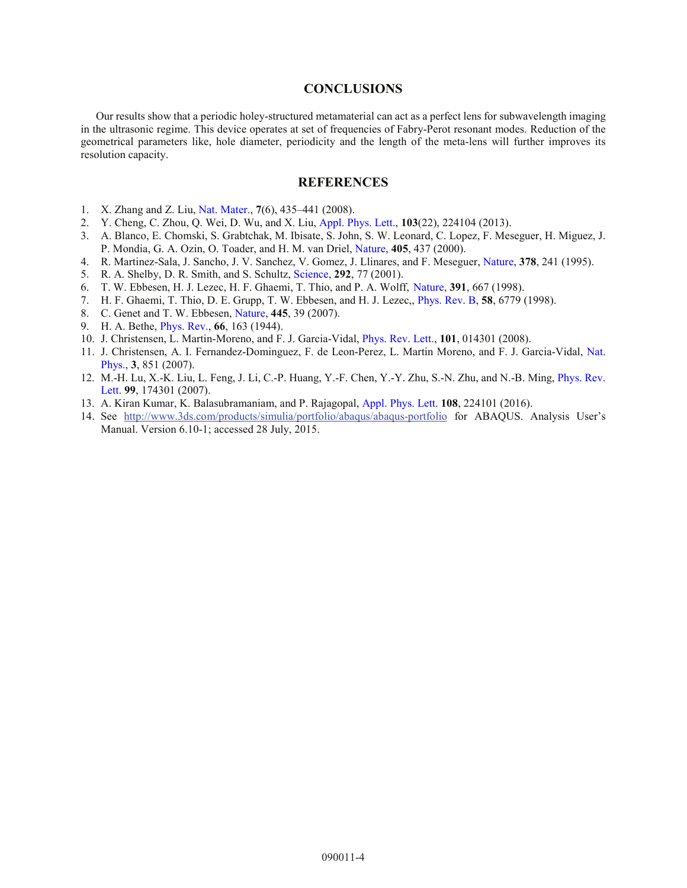## CONCLUSIONS

Our results show that a periodic holey-structured metamaterial can act as a perfect lens for subwavelength imaging in the ultrasonic regime. This device operates at set of frequencies of Fabry-Perot resonant modes. Reduction of the geometrical parameters like, hole diameter, periodicity and the length of the meta-lens will further improves its resolution capacity.

## REFERENCES

1. X. Zhang and Z. Liu, Nat. Mater., **7**(6), 435–441 (2008).
2. Y. Cheng, C. Zhou, Q. Wei, D. Wu, and X. Liu, Appl. Phys. Lett., **103**(22), 224104 (2013).
3. A. Blanco, E. Chomski, S. Grabtchak, M. Ibisate, S. John, S. W. Leonard, C. Lopez, F. Meseguer, H. Miguez, J. P. Mondia, G. A. Ozin, O. Toader, and H. M. van Driel, Nature, **405**, 437 (2000).
4. R. Martinez-Sala, J. Sancho, J. V. Sanchez, V. Gomez, J. Llinares, and F. Meseguer, Nature, **378**, 241 (1995).
5. R. A. Shelby, D. R. Smith, and S. Schultz, Science, **292**, 77 (2001).
6. T. W. Ebbesen, H. J. Lezec, H. F. Ghaemi, T. Thio, and P. A. Wolff, Nature, **391**, 667 (1998).
7. H. F. Ghaemi, T. Thio, D. E. Grupp, T. W. Ebbesen, and H. J. Lezec,, Phys. Rev. B, **58**, 6779 (1998).
8. C. Genet and T. W. Ebbesen, Nature, **445**, 39 (2007).
9. H. A. Bethe, Phys. Rev., **66**, 163 (1944).
10. J. Christensen, L. Martin-Moreno, and F. J. Garcia-Vidal, Phys. Rev. Lett., **101**, 014301 (2008).
11. J. Christensen, A. I. Fernandez-Dominguez, F. de Leon-Perez, L. Martin Moreno, and F. J. Garcia-Vidal, Nat. Phys., **3**, 851 (2007).
12. M.-H. Lu, X.-K. Liu, L. Feng, J. Li, C.-P. Huang, Y.-F. Chen, Y.-Y. Zhu, S.-N. Zhu, and N.-B. Ming, Phys. Rev. Lett. **99**, 174301 (2007).
13. A. Kiran Kumar, K. Balasubramaniam, and P. Rajagopal, Appl. Phys. Lett. **108**, 224101 (2016).
14. See http://www.3ds.com/products/simulia/portfolio/abaqus/abaqus-portfolio for ABAQUS. Analysis User's Manual. Version 6.10-1; accessed 28 July, 2015.